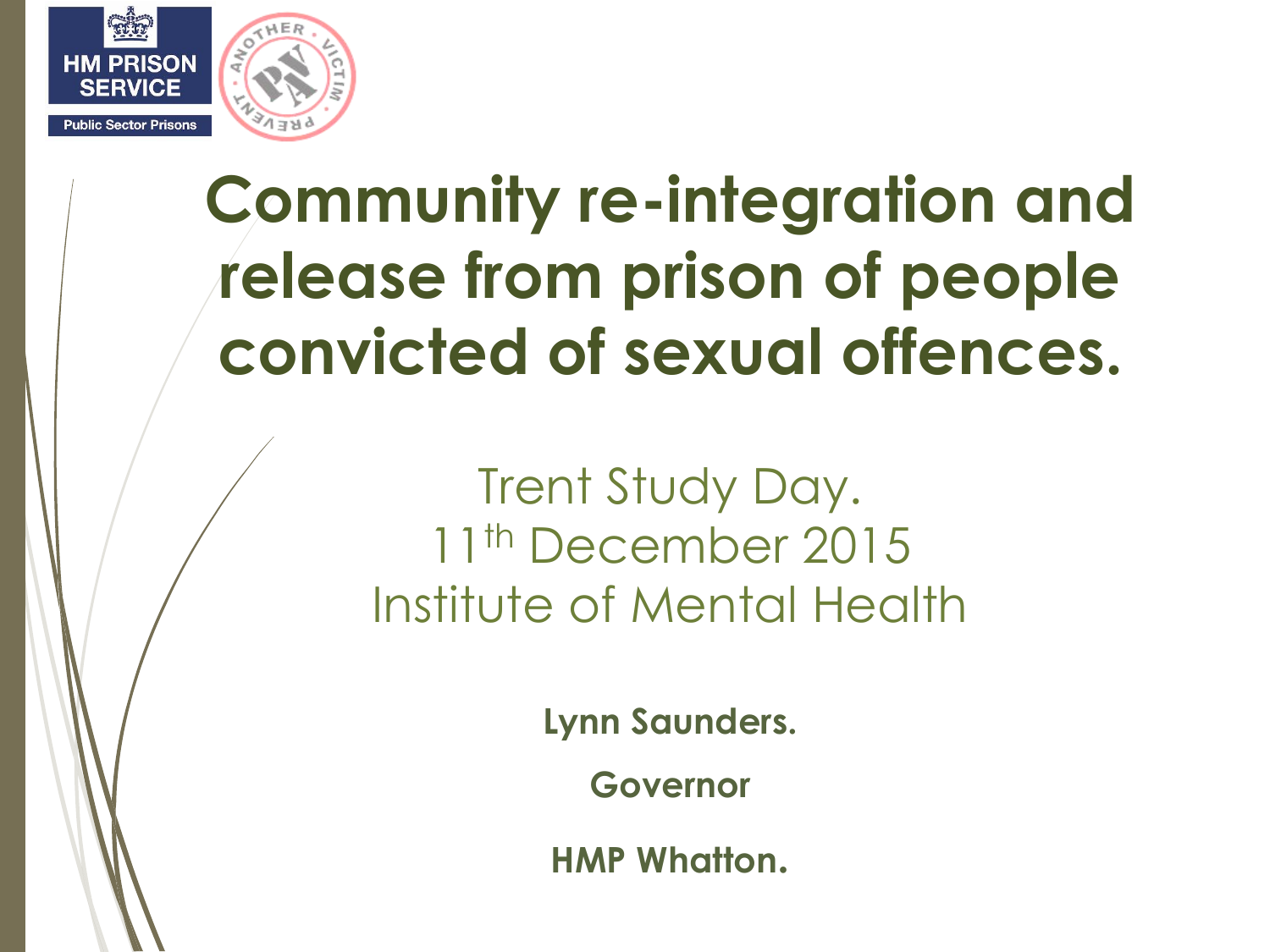HM PRISON SERVICE

Public Sector Prisons

# Community re-integration and release from prison of people convicted of sexual offences.

Trent Study Day.

11th December 2015

Institute of Mental Health

**Lynn Saunders.**

**Governor**

**HMP Whatton.**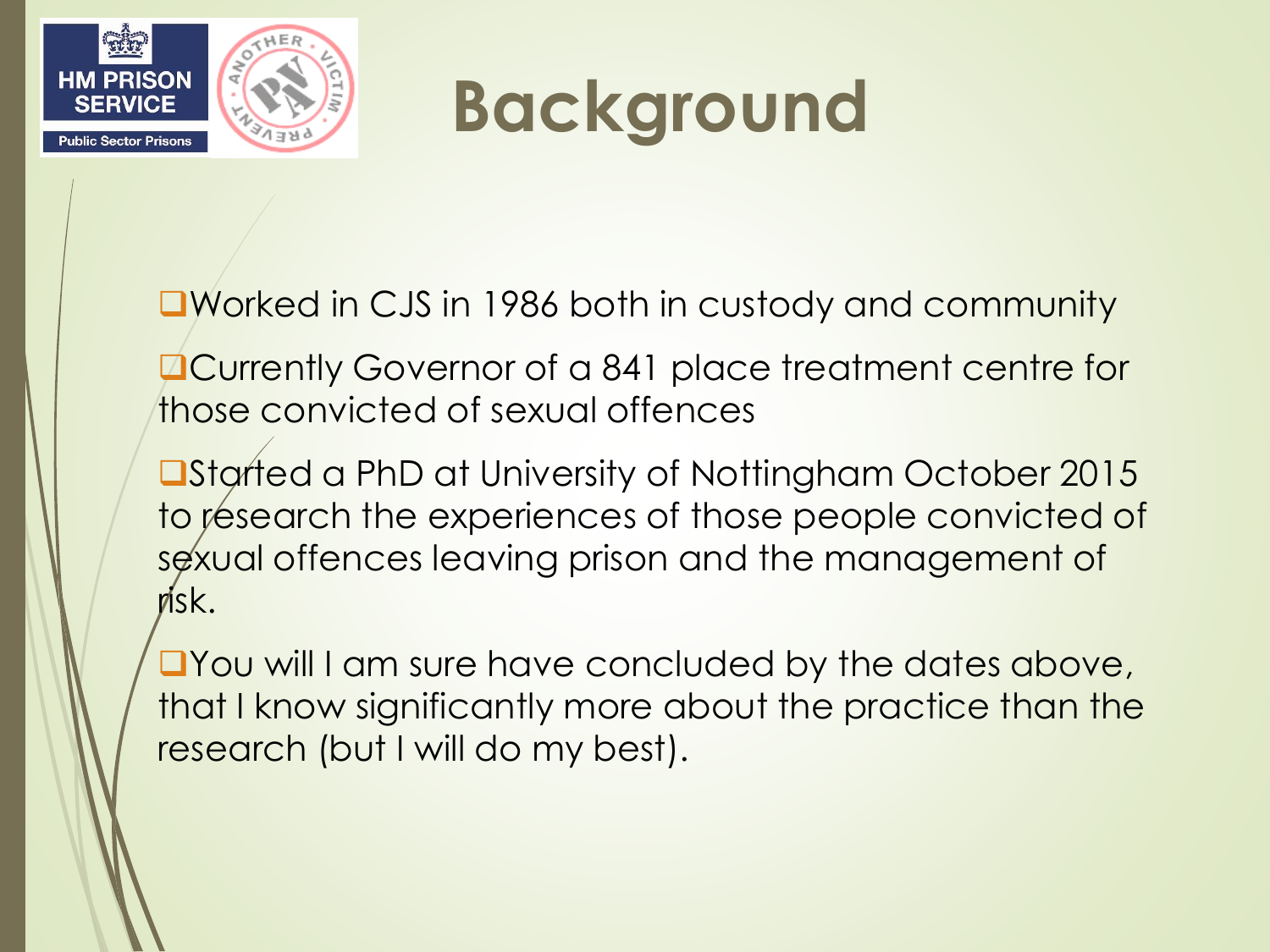# Background

- Worked in CJS in 1986 both in custody and community
- Currently Governor of a 841 place treatment centre for those convicted of sexual offences
- Started a PhD at University of Nottingham October 2015 to research the experiences of those people convicted of sexual offences leaving prison and the management of risk.
- You will I am sure have concluded by the dates above, that I know significantly more about the practice than the research (but I will do my best).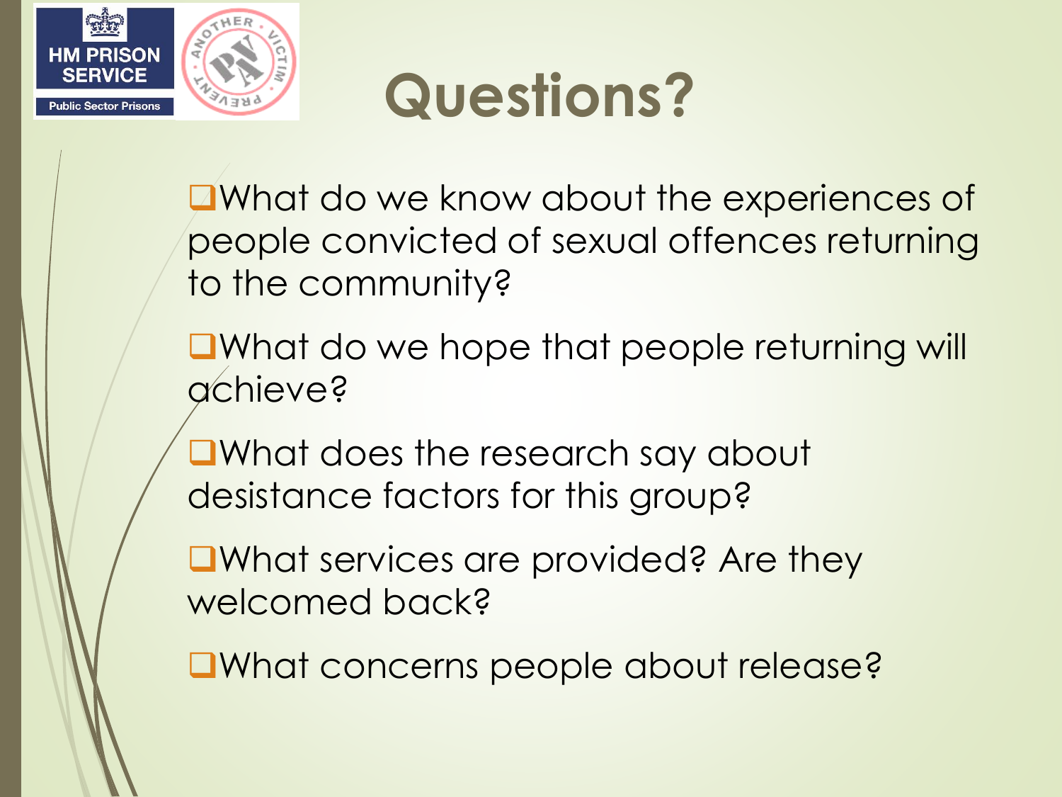# Questions?

- What do we know about the experiences of people convicted of sexual offences returning to the community?
- What do we hope that people returning will achieve?
- What does the research say about desistance factors for this group?
- What services are provided? Are they welcomed back?
- What concerns people about release?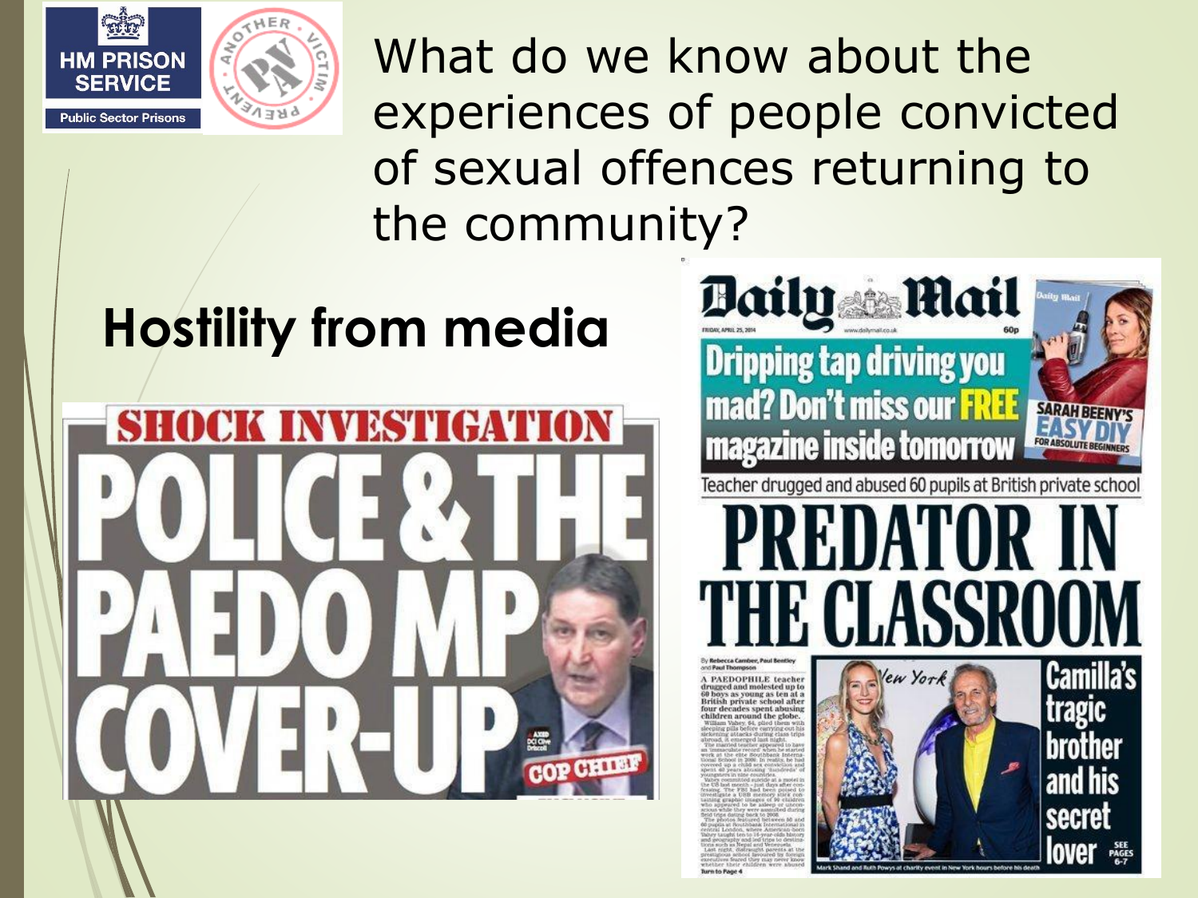# What do we know about the experiences of people convicted of sexual offences returning to the community?

## Hostility from media

SHOCK INVESTIGATION

POLICE & THE PAEDO MP COVER-UP

COP CHIEF

Daily Mail

Dripping tap driving you mad? Don't miss our FREE magazine inside tomorrow

SARAH BEENY'S EASY DIY FOR ABSOLUTE BEGINNERS

Teacher drugged and abused 60 pupils at British private school

PREDATOR IN THE CLASSROOM

Camilla's tragic brother and his secret lover

SEE PAGES 6-7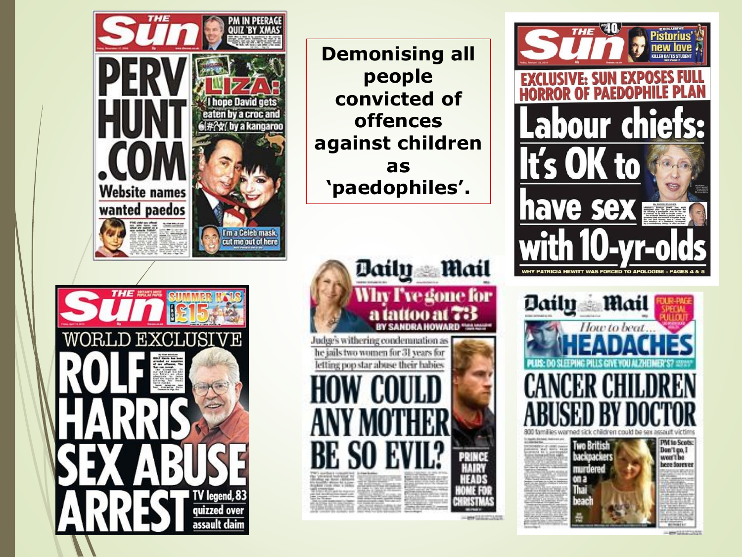**Demonising all people convicted of offences against children as 'paedophiles'.**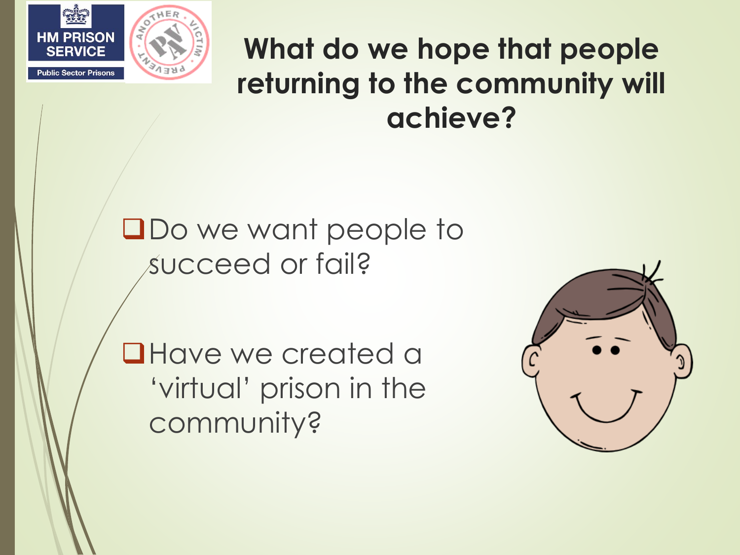# What do we hope that people returning to the community will achieve?

- Do we want people to succeed or fail?

- Have we created a 'virtual' prison in the community?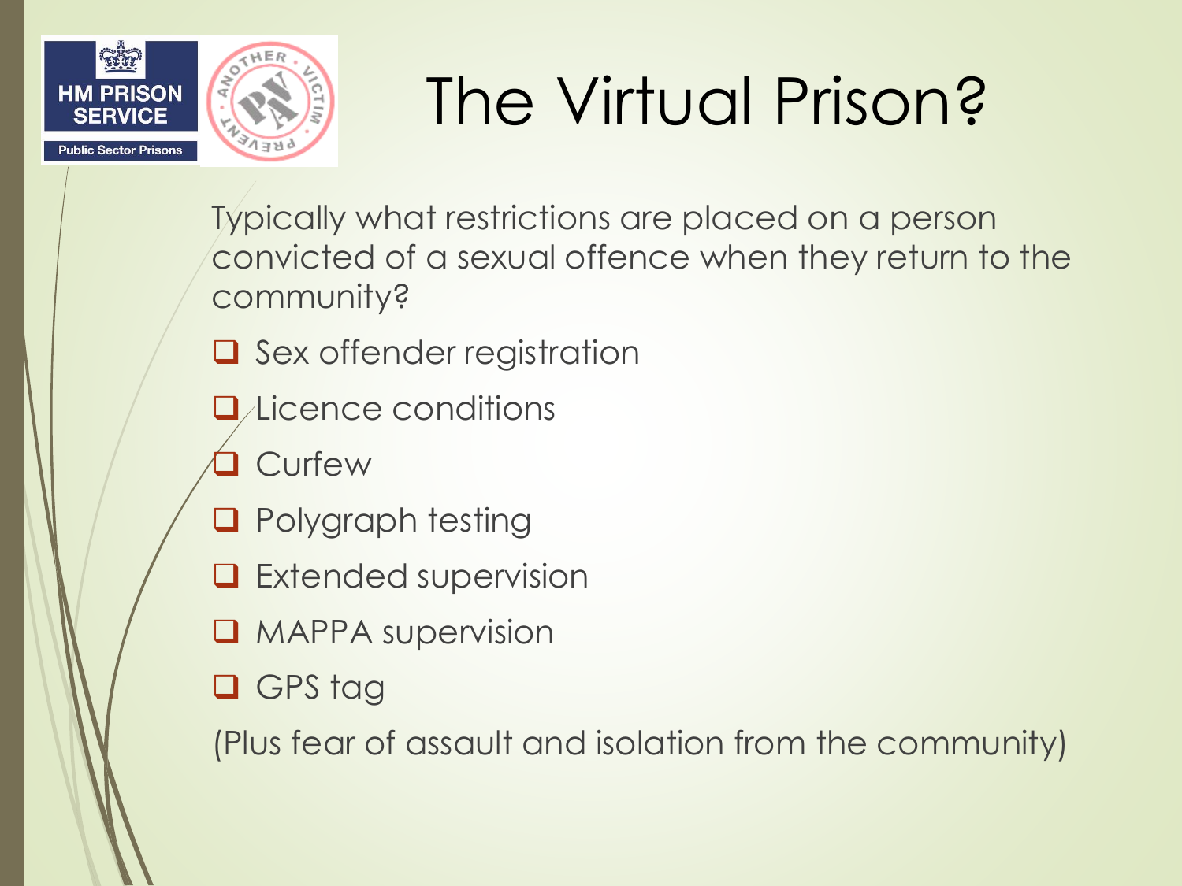# The Virtual Prison?

Typically what restrictions are placed on a person convicted of a sexual offence when they return to the community?

- Sex offender registration
- Licence conditions
- Curfew
- Polygraph testing
- Extended supervision
- MAPPA supervision
- GPS tag

(Plus fear of assault and isolation from the community)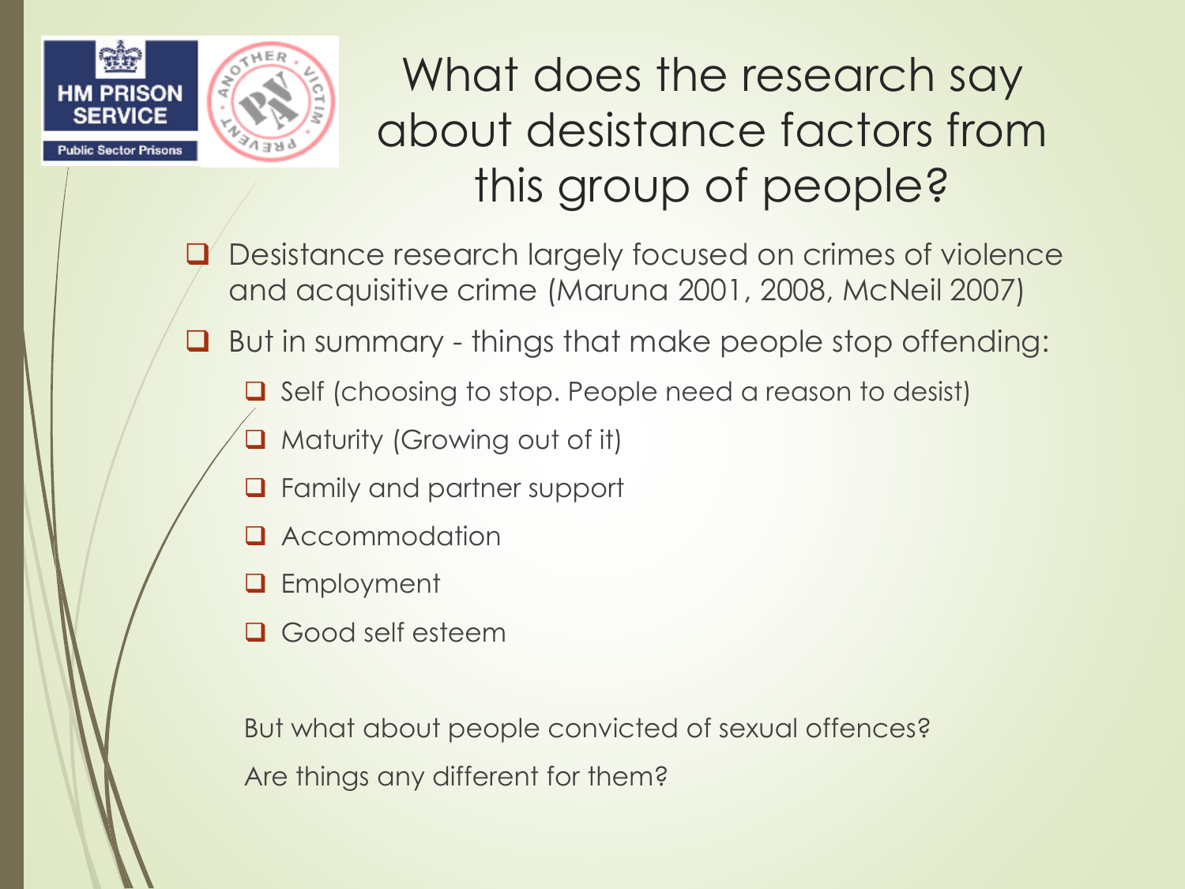# What does the research say about desistance factors from this group of people?

- Desistance research largely focused on crimes of violence and acquisitive crime (Maruna 2001, 2008, McNeil 2007)
- But in summary - things that make people stop offending:
  - Self (choosing to stop. People need a reason to desist)
  - Maturity (Growing out of it)
  - Family and partner support
  - Accommodation
  - Employment
  - Good self esteem

But what about people convicted of sexual offences?

Are things any different for them?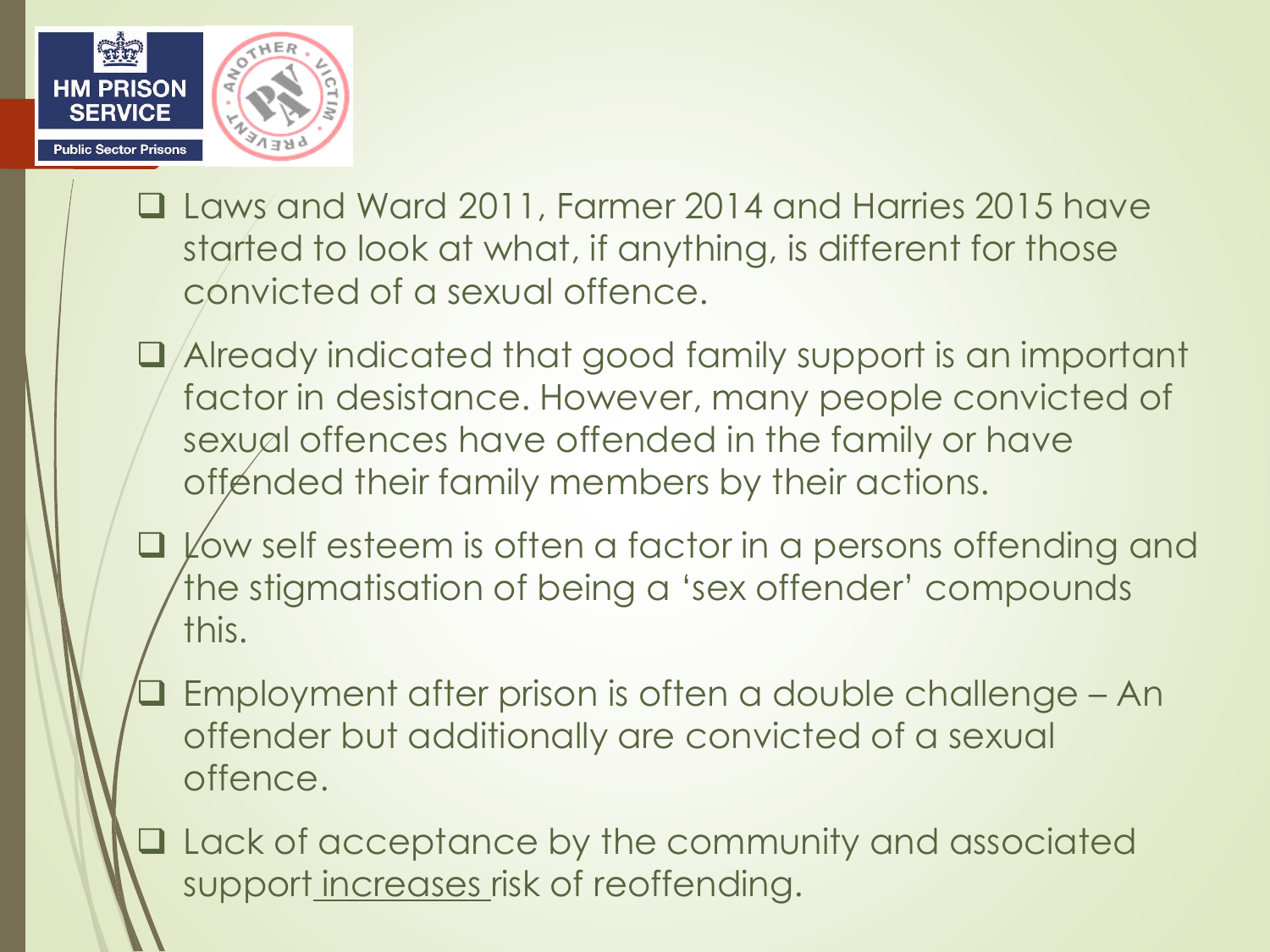- Laws and Ward 2011, Farmer 2014 and Harries 2015 have started to look at what, if anything, is different for those convicted of a sexual offence.
- Already indicated that good family support is an important factor in desistance. However, many people convicted of sexual offences have offended in the family or have offended their family members by their actions.
- Low self esteem is often a factor in a persons offending and the stigmatisation of being a 'sex offender' compounds this.
- Employment after prison is often a double challenge – An offender but additionally are convicted of a sexual offence.
- Lack of acceptance by the community and associated support <u>increases</u> risk of reoffending.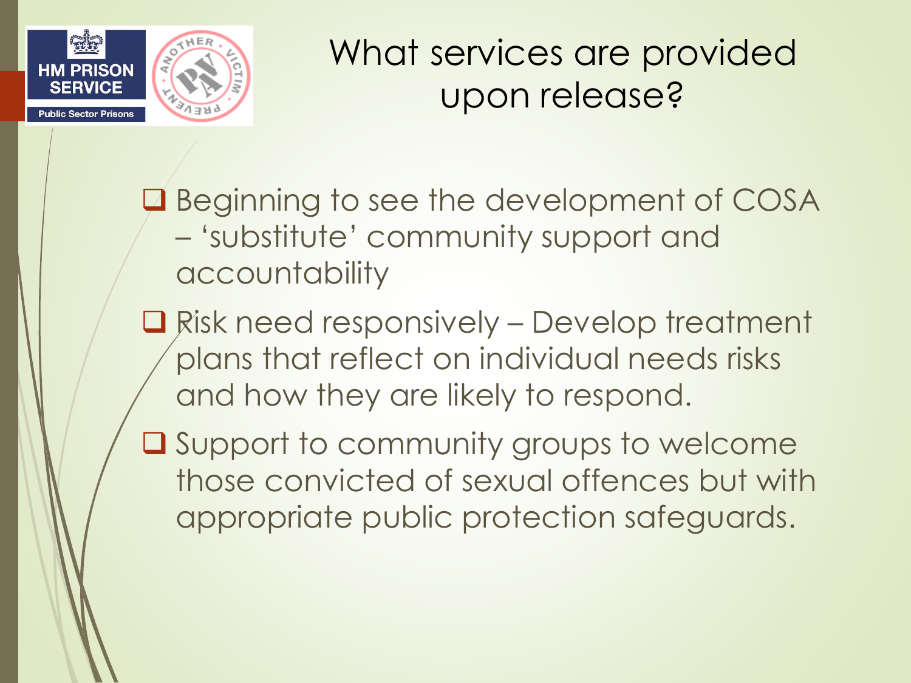# What services are provided upon release?

- Beginning to see the development of COSA – 'substitute' community support and accountability
- Risk need responsively – Develop treatment plans that reflect on individual needs risks and how they are likely to respond.
- Support to community groups to welcome those convicted of sexual offences but with appropriate public protection safeguards.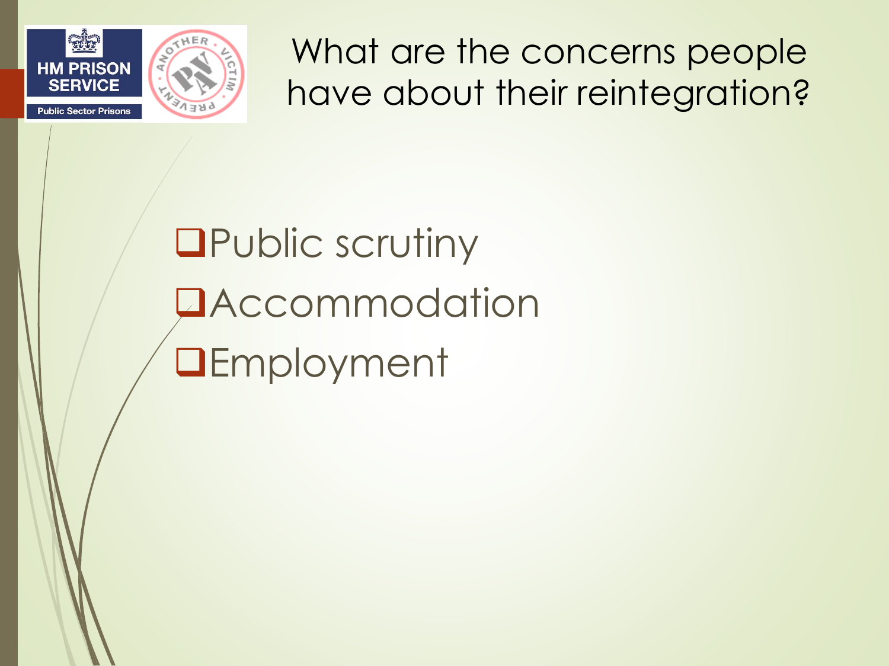# What are the concerns people have about their reintegration?

- Public scrutiny
- Accommodation
- Employment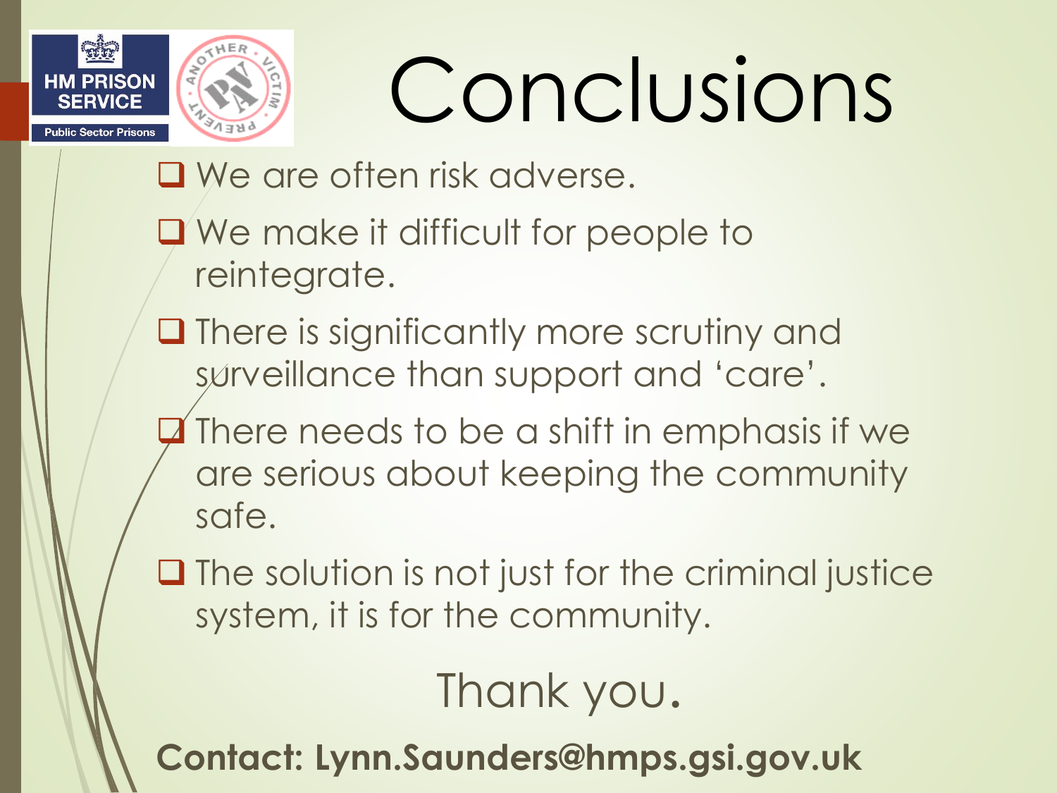# Conclusions

- We are often risk adverse.
- We make it difficult for people to reintegrate.
- There is significantly more scrutiny and surveillance than support and 'care'.
- There needs to be a shift in emphasis if we are serious about keeping the community safe.
- The solution is not just for the criminal justice system, it is for the community.

Thank you.

**Contact: Lynn.Saunders@hmps.gsi.gov.uk**